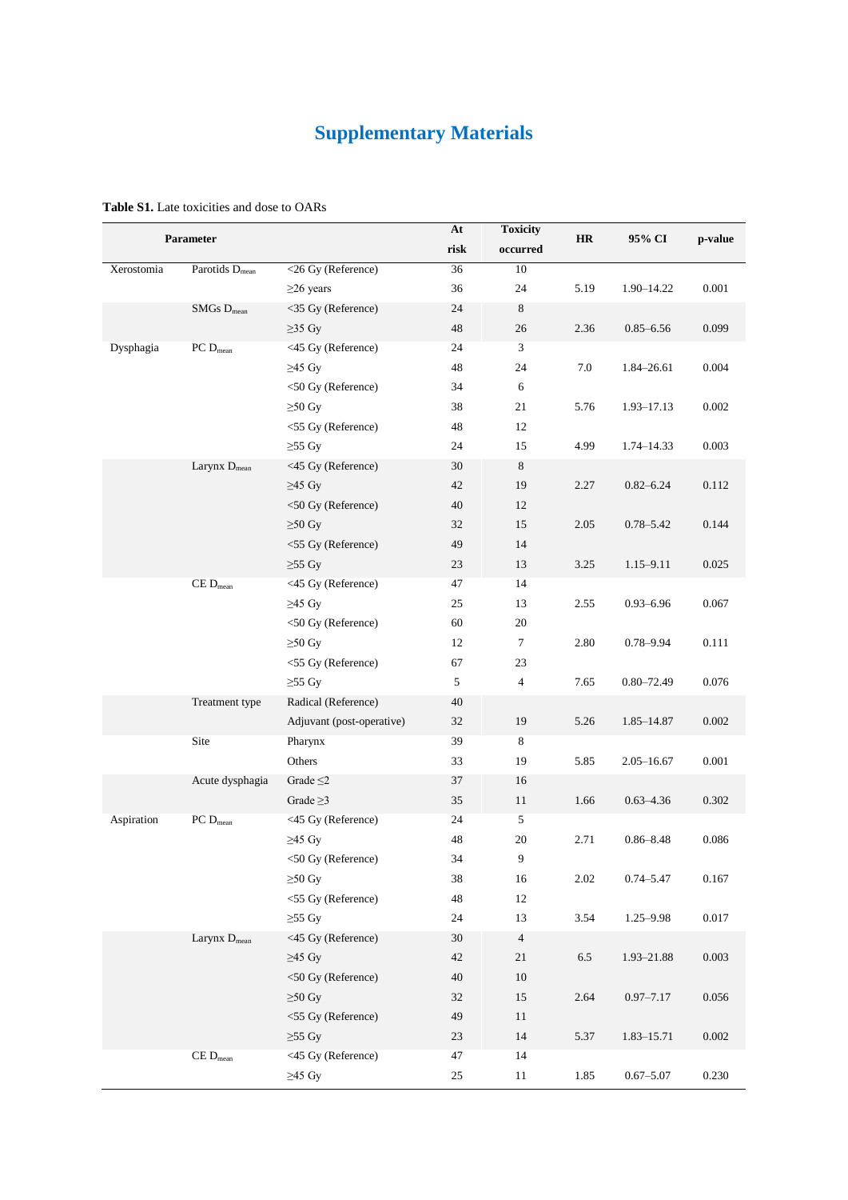# Supplementary Materials

**Table S1.** Late toxicities and dose to OARs

| Parameter | | | At risk | Toxicity occurred | HR | 95% CI | p-value |
|---|---|---|---|---|---|---|---|
| Xerostomia | Parotids $D_{mean}$ | <26 Gy (Reference) | 36 | 10 | | | |
| | | ≥26 years | 36 | 24 | 5.19 | 1.90–14.22 | 0.001 |
| | SMGs $D_{mean}$ | <35 Gy (Reference) | 24 | 8 | | | |
| | | ≥35 Gy | 48 | 26 | 2.36 | 0.85–6.56 | 0.099 |
| Dysphagia | PC $D_{mean}$ | <45 Gy (Reference) | 24 | 3 | | | |
| | | ≥45 Gy | 48 | 24 | 7.0 | 1.84–26.61 | 0.004 |
| | | <50 Gy (Reference) | 34 | 6 | | | |
| | | ≥50 Gy | 38 | 21 | 5.76 | 1.93–17.13 | 0.002 |
| | | <55 Gy (Reference) | 48 | 12 | | | |
| | | ≥55 Gy | 24 | 15 | 4.99 | 1.74–14.33 | 0.003 |
| | Larynx $D_{mean}$ | <45 Gy (Reference) | 30 | 8 | | | |
| | | ≥45 Gy | 42 | 19 | 2.27 | 0.82–6.24 | 0.112 |
| | | <50 Gy (Reference) | 40 | 12 | | | |
| | | ≥50 Gy | 32 | 15 | 2.05 | 0.78–5.42 | 0.144 |
| | | <55 Gy (Reference) | 49 | 14 | | | |
| | | ≥55 Gy | 23 | 13 | 3.25 | 1.15–9.11 | 0.025 |
| | CE $D_{mean}$ | <45 Gy (Reference) | 47 | 14 | | | |
| | | ≥45 Gy | 25 | 13 | 2.55 | 0.93–6.96 | 0.067 |
| | | <50 Gy (Reference) | 60 | 20 | | | |
| | | ≥50 Gy | 12 | 7 | 2.80 | 0.78–9.94 | 0.111 |
| | | <55 Gy (Reference) | 67 | 23 | | | |
| | | ≥55 Gy | 5 | 4 | 7.65 | 0.80–72.49 | 0.076 |
| | Treatment type | Radical (Reference) | 40 | | | | |
| | | Adjuvant (post-operative) | 32 | 19 | 5.26 | 1.85–14.87 | 0.002 |
| | Site | Pharynx | 39 | 8 | | | |
| | | Others | 33 | 19 | 5.85 | 2.05–16.67 | 0.001 |
| | Acute dysphagia | Grade ≤2 | 37 | 16 | | | |
| | | Grade ≥3 | 35 | 11 | 1.66 | 0.63–4.36 | 0.302 |
| Aspiration | PC $D_{mean}$ | <45 Gy (Reference) | 24 | 5 | | | |
| | | ≥45 Gy | 48 | 20 | 2.71 | 0.86–8.48 | 0.086 |
| | | <50 Gy (Reference) | 34 | 9 | | | |
| | | ≥50 Gy | 38 | 16 | 2.02 | 0.74–5.47 | 0.167 |
| | | <55 Gy (Reference) | 48 | 12 | | | |
| | | ≥55 Gy | 24 | 13 | 3.54 | 1.25–9.98 | 0.017 |
| | Larynx $D_{mean}$ | <45 Gy (Reference) | 30 | 4 | | | |
| | | ≥45 Gy | 42 | 21 | 6.5 | 1.93–21.88 | 0.003 |
| | | <50 Gy (Reference) | 40 | 10 | | | |
| | | ≥50 Gy | 32 | 15 | 2.64 | 0.97–7.17 | 0.056 |
| | | <55 Gy (Reference) | 49 | 11 | | | |
| | | ≥55 Gy | 23 | 14 | 5.37 | 1.83–15.71 | 0.002 |
| | CE $D_{mean}$ | <45 Gy (Reference) | 47 | 14 | | | |
| | | ≥45 Gy | 25 | 11 | 1.85 | 0.67–5.07 | 0.230 |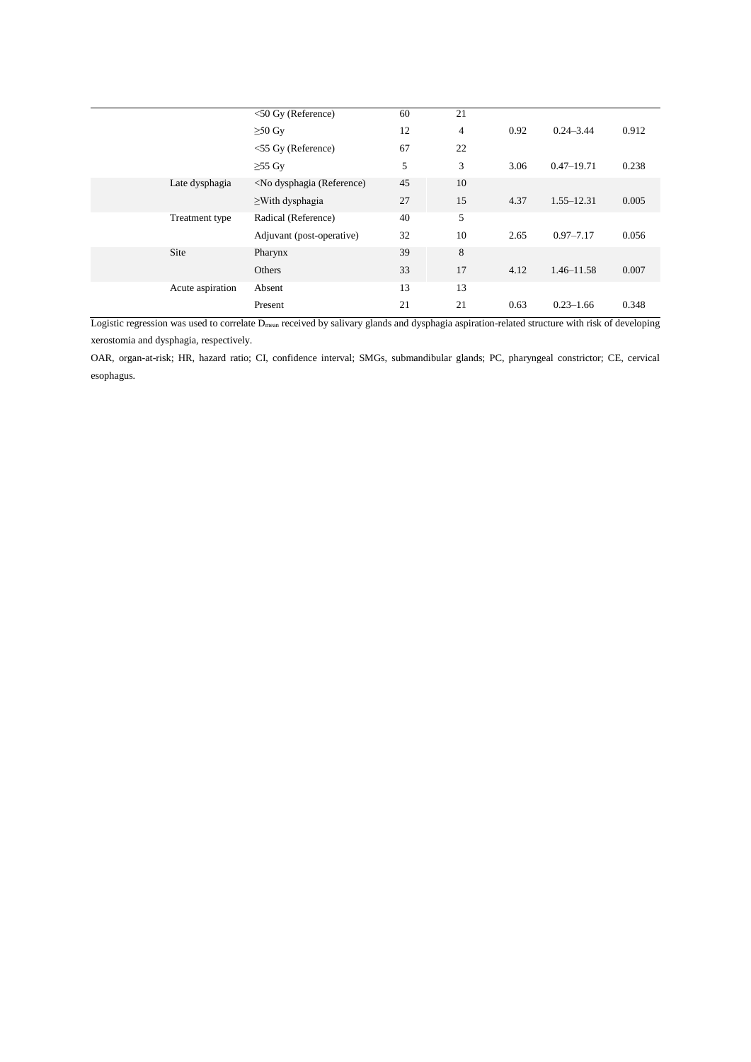| | | | | | | |
|---|---|---|---|---|---|---|
| | <50 Gy (Reference) | 60 | 21 | | | |
| | ≥50 Gy | 12 | 4 | 0.92 | 0.24–3.44 | 0.912 |
| | <55 Gy (Reference) | 67 | 22 | | | |
| | ≥55 Gy | 5 | 3 | 3.06 | 0.47–19.71 | 0.238 |
| Late dysphagia | <No dysphagia (Reference) | 45 | 10 | | | |
| | ≥With dysphagia | 27 | 15 | 4.37 | 1.55–12.31 | 0.005 |
| Treatment type | Radical (Reference) | 40 | 5 | | | |
| | Adjuvant (post-operative) | 32 | 10 | 2.65 | 0.97–7.17 | 0.056 |
| Site | Pharynx | 39 | 8 | | | |
| | Others | 33 | 17 | 4.12 | 1.46–11.58 | 0.007 |
| Acute aspiration | Absent | 13 | 13 | | | |
| | Present | 21 | 21 | 0.63 | 0.23–1.66 | 0.348 |

Logistic regression was used to correlate $D_{mean}$ received by salivary glands and dysphagia aspiration-related structure with risk of developing xerostomia and dysphagia, respectively.

OAR, organ-at-risk; HR, hazard ratio; CI, confidence interval; SMGs, submandibular glands; PC, pharyngeal constrictor; CE, cervical esophagus.